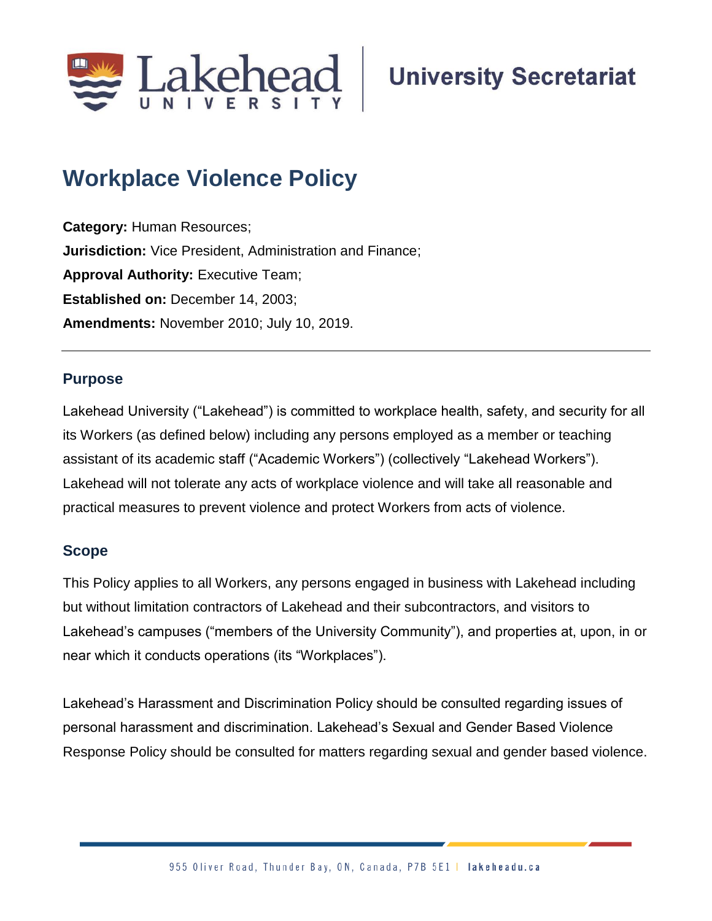# Workplace Violence Policy

**Category:** Human Resources;
**Jurisdiction:** Vice President, Administration and Finance;
**Approval Authority:** Executive Team;
**Established on:** December 14, 2003;
**Amendments:** November 2010; July 10, 2019.

---

## Purpose

Lakehead University ("Lakehead") is committed to workplace health, safety, and security for all its Workers (as defined below) including any persons employed as a member or teaching assistant of its academic staff ("Academic Workers") (collectively "Lakehead Workers"). Lakehead will not tolerate any acts of workplace violence and will take all reasonable and practical measures to prevent violence and protect Workers from acts of violence.

## Scope

This Policy applies to all Workers, any persons engaged in business with Lakehead including but without limitation contractors of Lakehead and their subcontractors, and visitors to Lakehead's campuses ("members of the University Community"), and properties at, upon, in or near which it conducts operations (its "Workplaces").

Lakehead's Harassment and Discrimination Policy should be consulted regarding issues of personal harassment and discrimination. Lakehead's Sexual and Gender Based Violence Response Policy should be consulted for matters regarding sexual and gender based violence.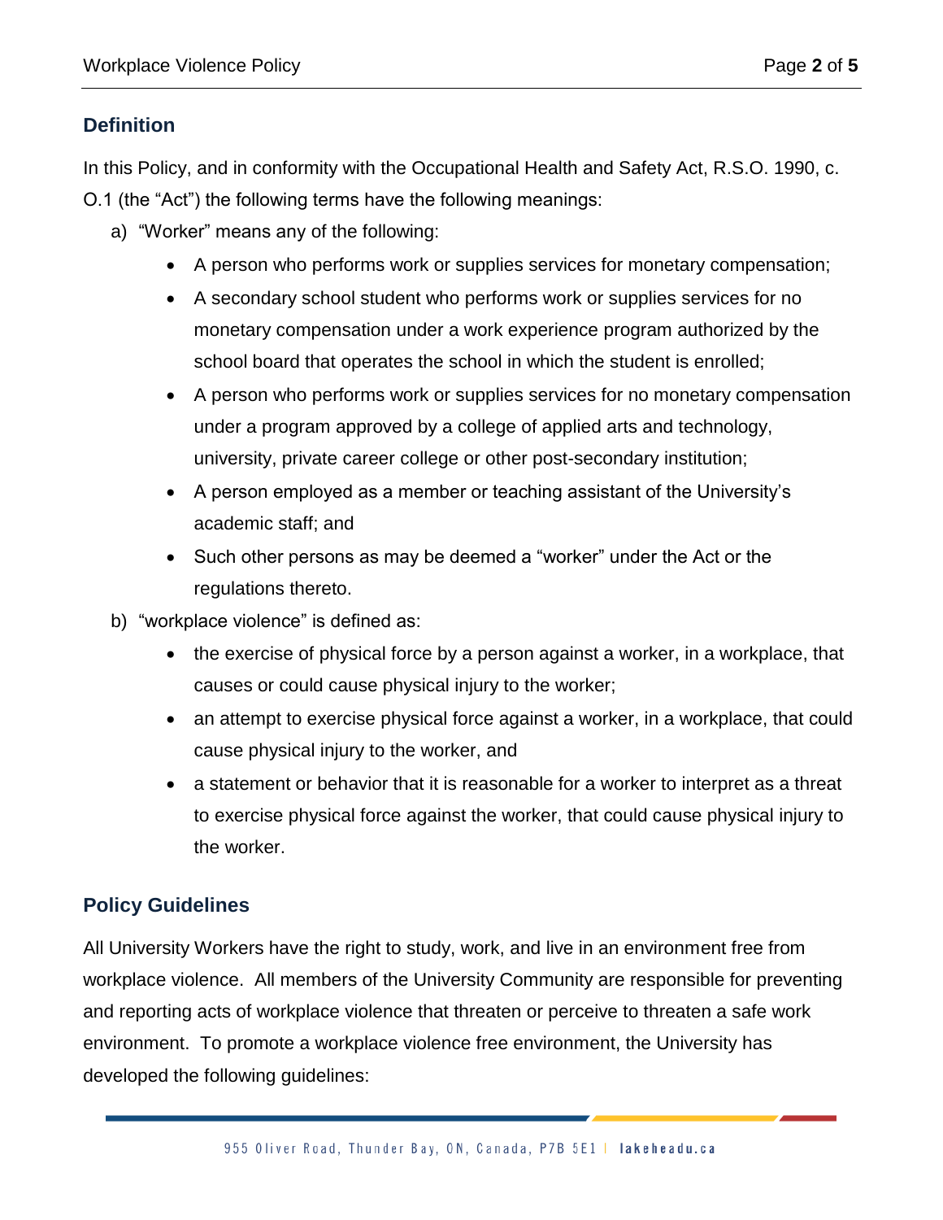## Definition

In this Policy, and in conformity with the Occupational Health and Safety Act, R.S.O. 1990, c. O.1 (the "Act") the following terms have the following meanings:

a) "Worker" means any of the following:
   - A person who performs work or supplies services for monetary compensation;
   - A secondary school student who performs work or supplies services for no monetary compensation under a work experience program authorized by the school board that operates the school in which the student is enrolled;
   - A person who performs work or supplies services for no monetary compensation under a program approved by a college of applied arts and technology, university, private career college or other post-secondary institution;
   - A person employed as a member or teaching assistant of the University's academic staff; and
   - Such other persons as may be deemed a "worker" under the Act or the regulations thereto.

b) "workplace violence" is defined as:
   - the exercise of physical force by a person against a worker, in a workplace, that causes or could cause physical injury to the worker;
   - an attempt to exercise physical force against a worker, in a workplace, that could cause physical injury to the worker, and
   - a statement or behavior that it is reasonable for a worker to interpret as a threat to exercise physical force against the worker, that could cause physical injury to the worker.

## Policy Guidelines

All University Workers have the right to study, work, and live in an environment free from workplace violence. All members of the University Community are responsible for preventing and reporting acts of workplace violence that threaten or perceive to threaten a safe work environment. To promote a workplace violence free environment, the University has developed the following guidelines: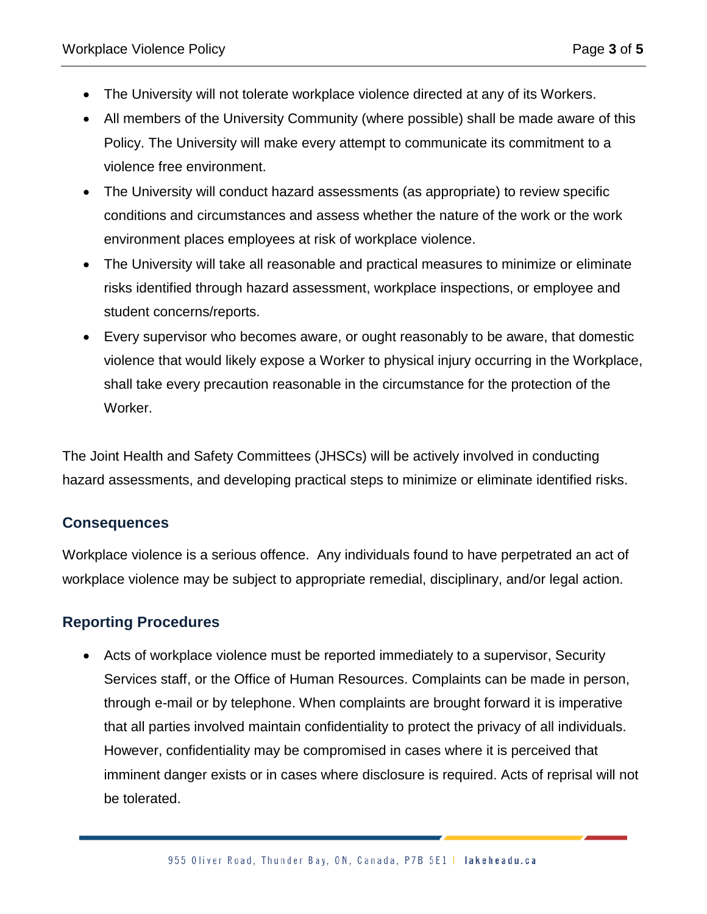- The University will not tolerate workplace violence directed at any of its Workers.
- All members of the University Community (where possible) shall be made aware of this Policy. The University will make every attempt to communicate its commitment to a violence free environment.
- The University will conduct hazard assessments (as appropriate) to review specific conditions and circumstances and assess whether the nature of the work or the work environment places employees at risk of workplace violence.
- The University will take all reasonable and practical measures to minimize or eliminate risks identified through hazard assessment, workplace inspections, or employee and student concerns/reports.
- Every supervisor who becomes aware, or ought reasonably to be aware, that domestic violence that would likely expose a Worker to physical injury occurring in the Workplace, shall take every precaution reasonable in the circumstance for the protection of the Worker.

The Joint Health and Safety Committees (JHSCs) will be actively involved in conducting hazard assessments, and developing practical steps to minimize or eliminate identified risks.

## Consequences

Workplace violence is a serious offence. Any individuals found to have perpetrated an act of workplace violence may be subject to appropriate remedial, disciplinary, and/or legal action.

## Reporting Procedures

- Acts of workplace violence must be reported immediately to a supervisor, Security Services staff, or the Office of Human Resources. Complaints can be made in person, through e-mail or by telephone. When complaints are brought forward it is imperative that all parties involved maintain confidentiality to protect the privacy of all individuals. However, confidentiality may be compromised in cases where it is perceived that imminent danger exists or in cases where disclosure is required. Acts of reprisal will not be tolerated.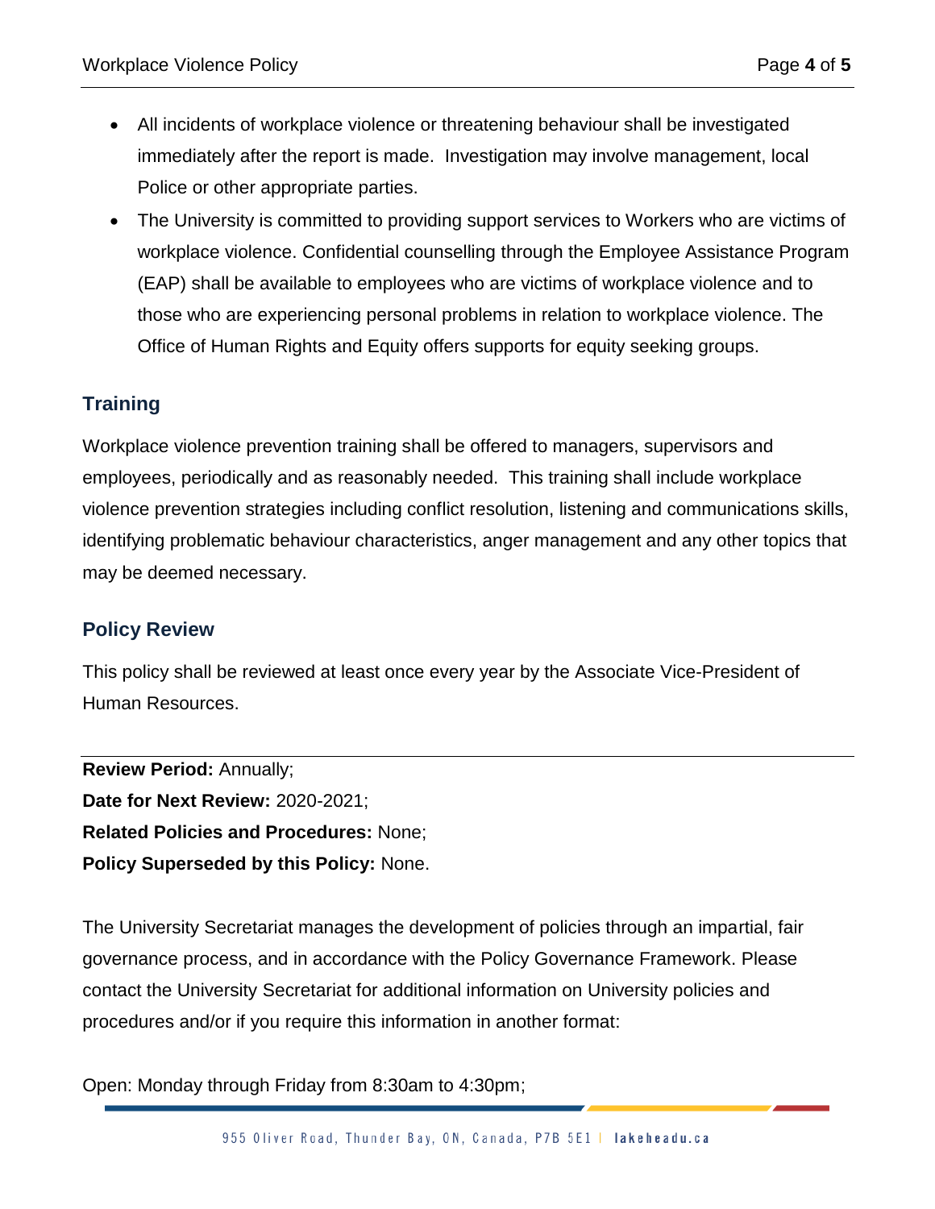- All incidents of workplace violence or threatening behaviour shall be investigated immediately after the report is made. Investigation may involve management, local Police or other appropriate parties.
- The University is committed to providing support services to Workers who are victims of workplace violence. Confidential counselling through the Employee Assistance Program (EAP) shall be available to employees who are victims of workplace violence and to those who are experiencing personal problems in relation to workplace violence. The Office of Human Rights and Equity offers supports for equity seeking groups.

## Training

Workplace violence prevention training shall be offered to managers, supervisors and employees, periodically and as reasonably needed. This training shall include workplace violence prevention strategies including conflict resolution, listening and communications skills, identifying problematic behaviour characteristics, anger management and any other topics that may be deemed necessary.

## Policy Review

This policy shall be reviewed at least once every year by the Associate Vice-President of Human Resources.

---

**Review Period:** Annually;
**Date for Next Review:** 2020-2021;
**Related Policies and Procedures:** None;
**Policy Superseded by this Policy:** None.

The University Secretariat manages the development of policies through an impartial, fair governance process, and in accordance with the Policy Governance Framework. Please contact the University Secretariat for additional information on University policies and procedures and/or if you require this information in another format:

Open: Monday through Friday from 8:30am to 4:30pm;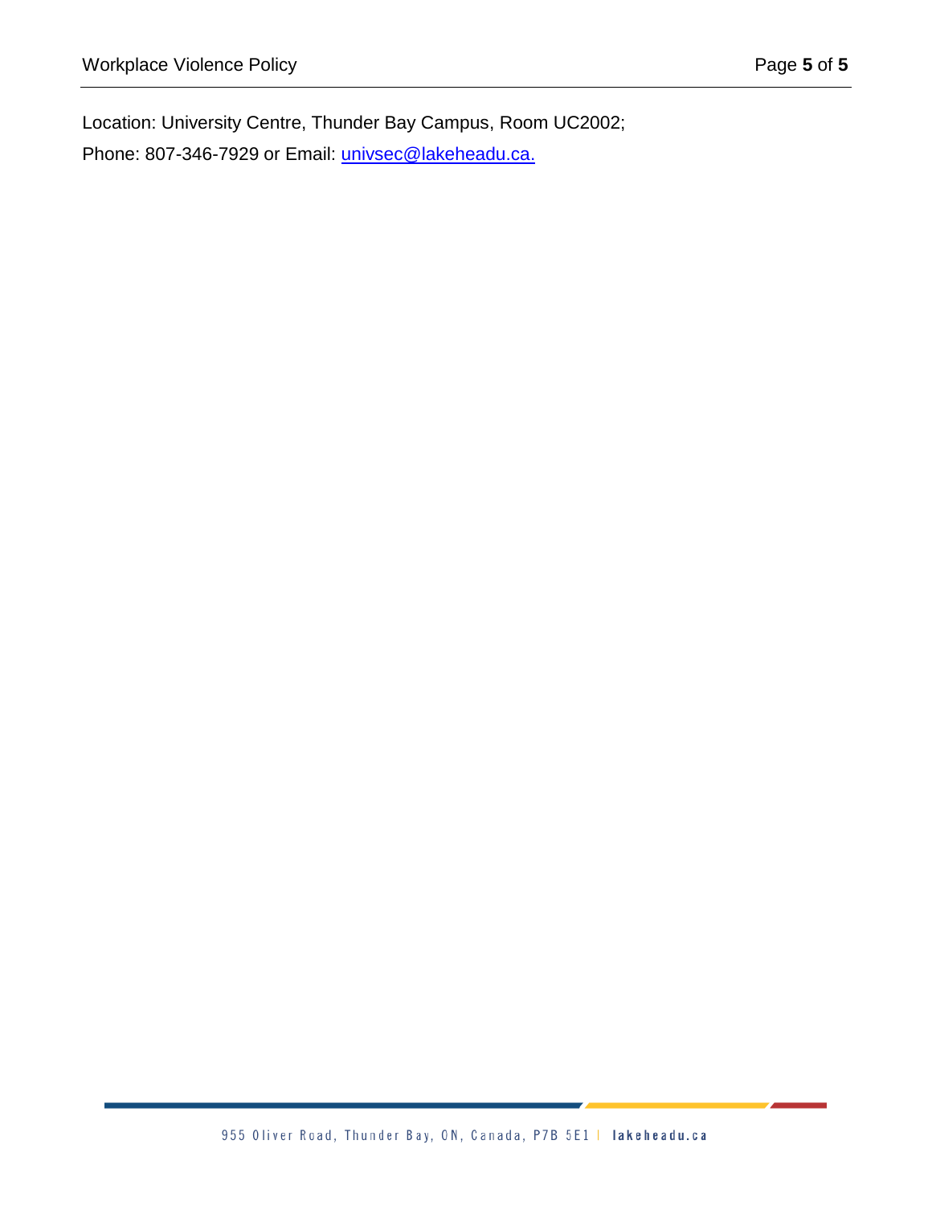Location: University Centre, Thunder Bay Campus, Room UC2002;

Phone: 807-346-7929 or Email: [univsec@lakeheadu.ca.](mailto:univsec@lakeheadu.ca)